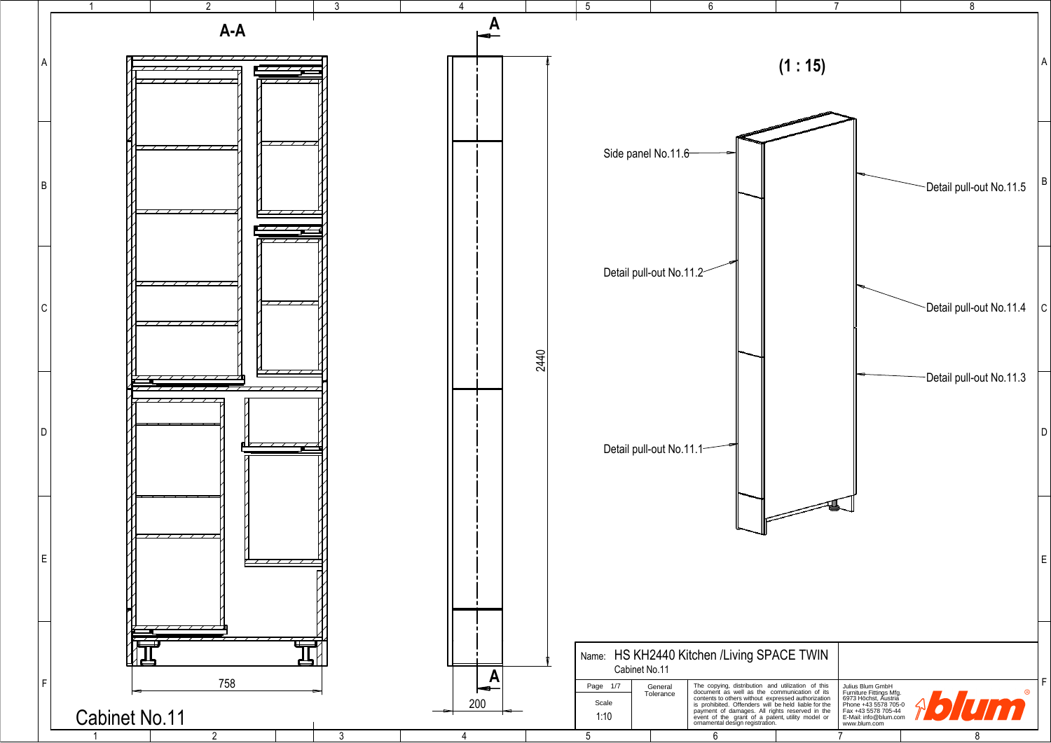## A-A

758

Cabinet No.11

A

2440

200

A

(1 : 15)

Side panel No.11.6

Detail pull-out No.11.2

Detail pull-out No.11.1

Detail pull-out No.11.5

Detail pull-out No.11.4

Detail pull-out No.11.3

Name: HS KH2440 Kitchen /Living SPACE TWIN

Cabinet No.11

| Page 1/7 | General Tolerance | The copying, distribution and utilization of this document as well as the communication of its contents to others without expressed authorization is prohibited. Offenders will be held liable for the payment of damages. All rights reserved in the event of the grant of a patent, utility model or ornamental design registration. | Julius Blum GmbH Furniture Fittings Mfg. 6973 Höchst, Austria Phone +43 5578 705-0 Fax +43 5578 705-44 E-Mail: info@blum.com www.blum.com |
| --- | --- | --- | --- |
| Scale 1:10 | | | |

blum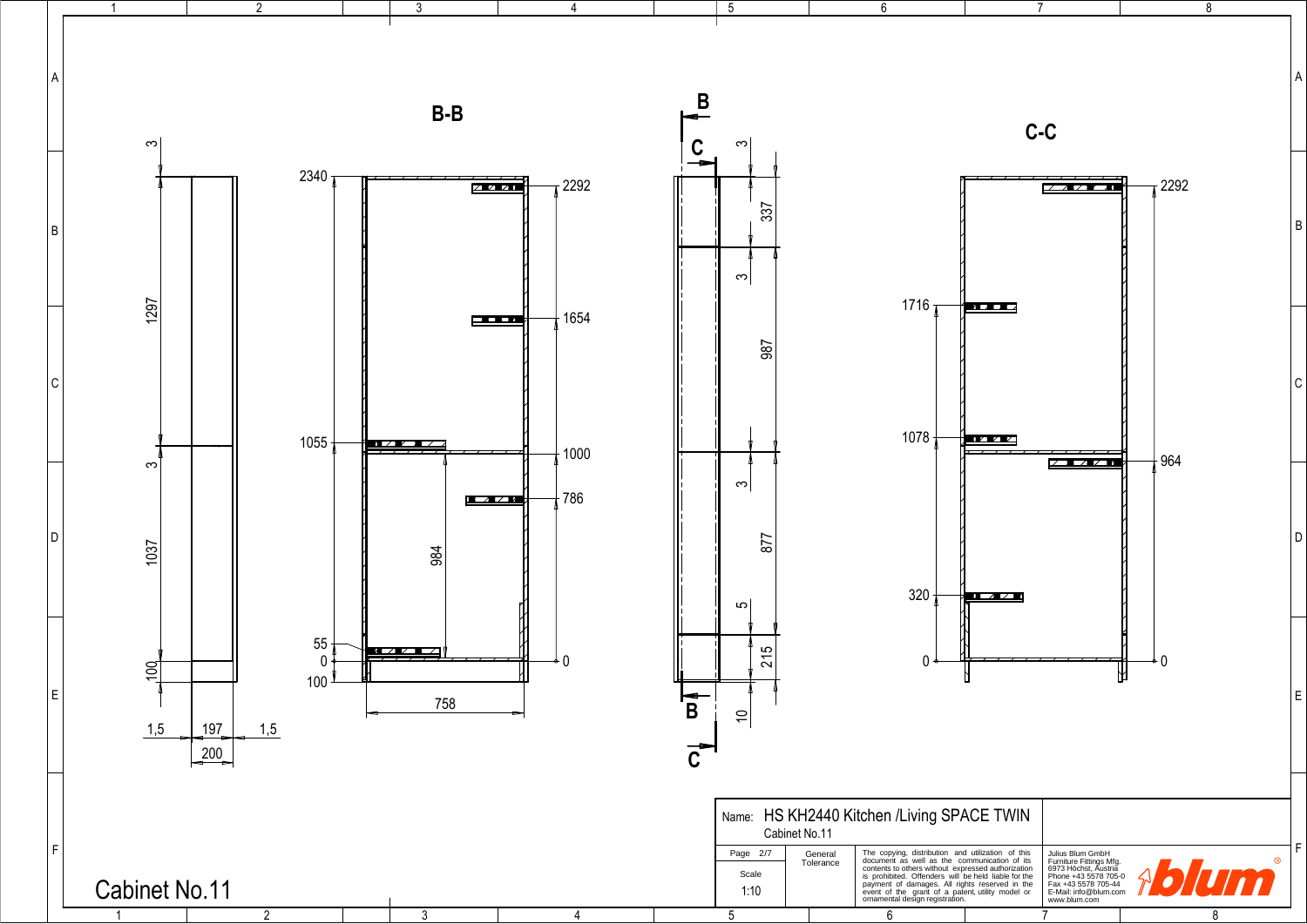# Cabinet No.11

## B-B

2340

2292

1654

1055

1000

786

984

55

0

100

758

## C-C

2292

1716

1078

964

320

0

3

1297

3

1037

100

1,5 | 197 | 1,5

200

3

337

3

987

3

877

5

215

10

| | | | |
|---|---|---|---|
| Name: HS KH2440 Kitchen /Living SPACE TWIN<br>Cabinet No.11 | | | |
| Page 2/7<br>Scale<br>1:10 | General Tolerance | The copying, distribution and utilization of this document as well as the communication of its contents to others without expressed authorization is prohibited. Offenders will be held liable for the payment of damages. All rights reserved in the event of the grant of a patent, utility model or ornamental design registration. | Julius Blum GmbH<br>Furniture Fittings Mfg.<br>6973 Höchst, Austria<br>Phone +43 5578 705-0<br>Fax +43 5578 705-44<br>E-Mail: info@blum.com<br>www.blum.com |

blum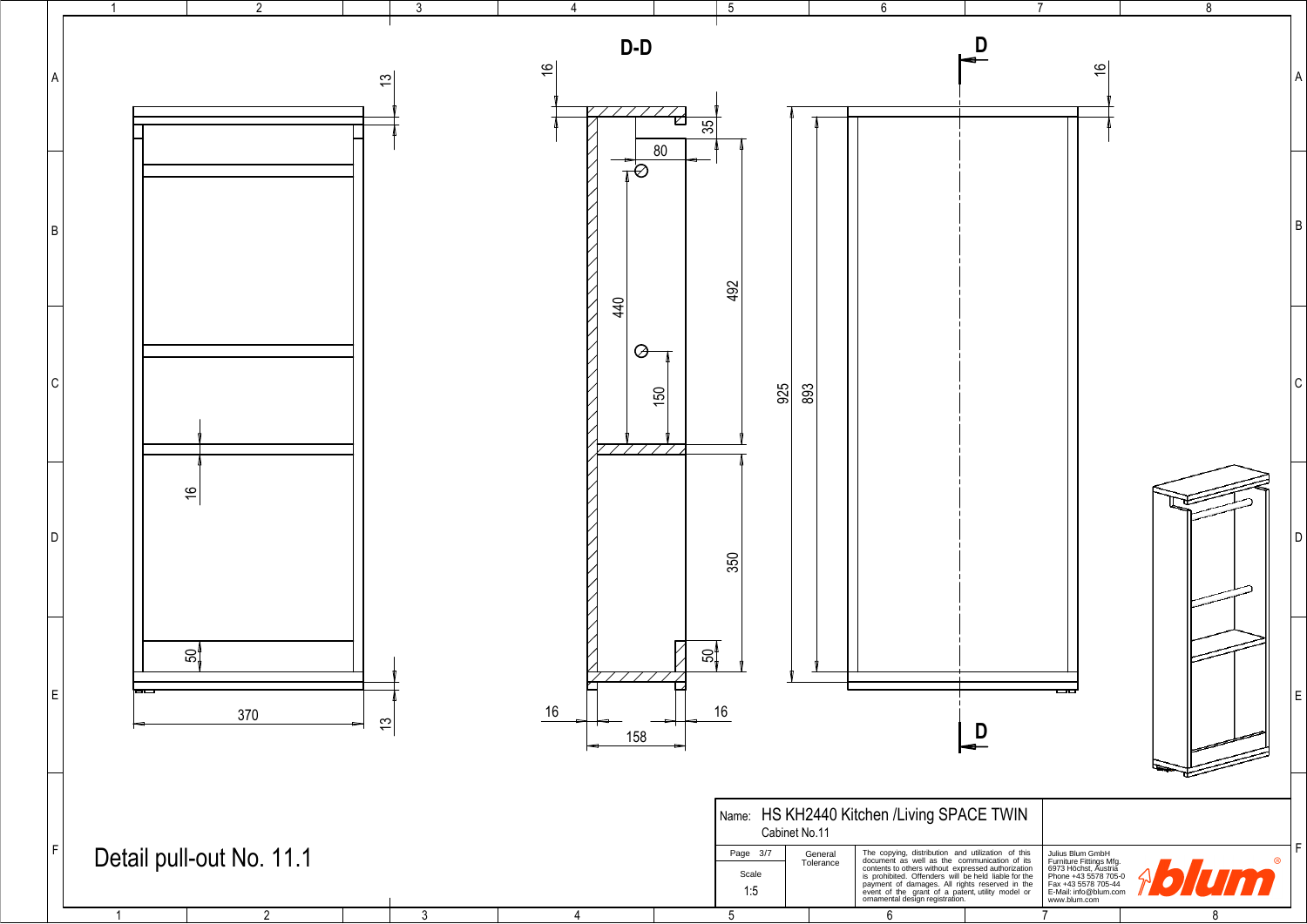## D-D

Detail pull-out No. 11.1

| Name: | HS KH2440 Kitchen /Living SPACE TWIN<br>Cabinet No.11 | | |
|---|---|---|---|
| Page 3/7<br>Scale<br>1:5 | General Tolerance | The copying, distribution and utilization of this document as well as the communication of its contents to others without expressed authorization is prohibited. Offenders will be held liable for the payment of damages. All rights reserved in the event of the grant of a patent, utility model or ornamental design registration. | Julius Blum GmbH<br>Furniture Fittings Mfg.<br>6973 Höchst, Austria<br>Phone +43 5578 705-0<br>Fax +43 5578 705-44<br>E-Mail: info@blum.com<br>www.blum.com |

blum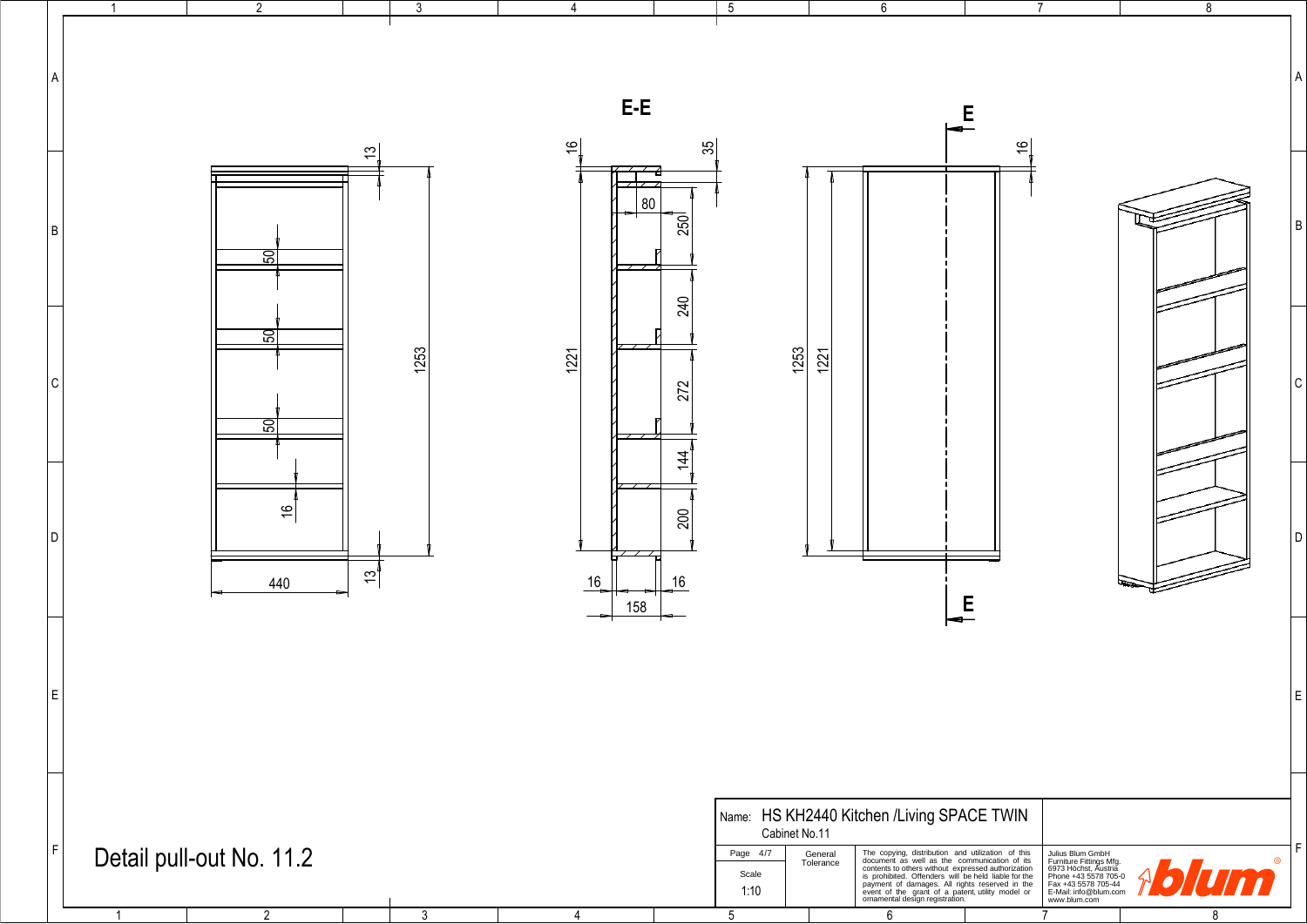E-E

E

E

Detail pull-out No. 11.2

| Name: | HS KH2440 Kitchen /Living SPACE TWIN<br>Cabinet No.11 | | |
|---|---|---|---|
| Page 4/7<br>Scale<br>1:10 | General Tolerance | The copying, distribution and utilization of this document as well as the communication of its contents to others without expressed authorization is prohibited. Offenders will be held liable for the payment of damages. All rights reserved in the event of the grant of a patent, utility model or ornamental design registration. | Julius Blum GmbH<br>Furniture Fittings Mfg.<br>6973 Höchst, Austria<br>Phone +43 5578 705-0<br>Fax +43 5578 705-44<br>E-Mail: info@blum.com<br>www.blum.com |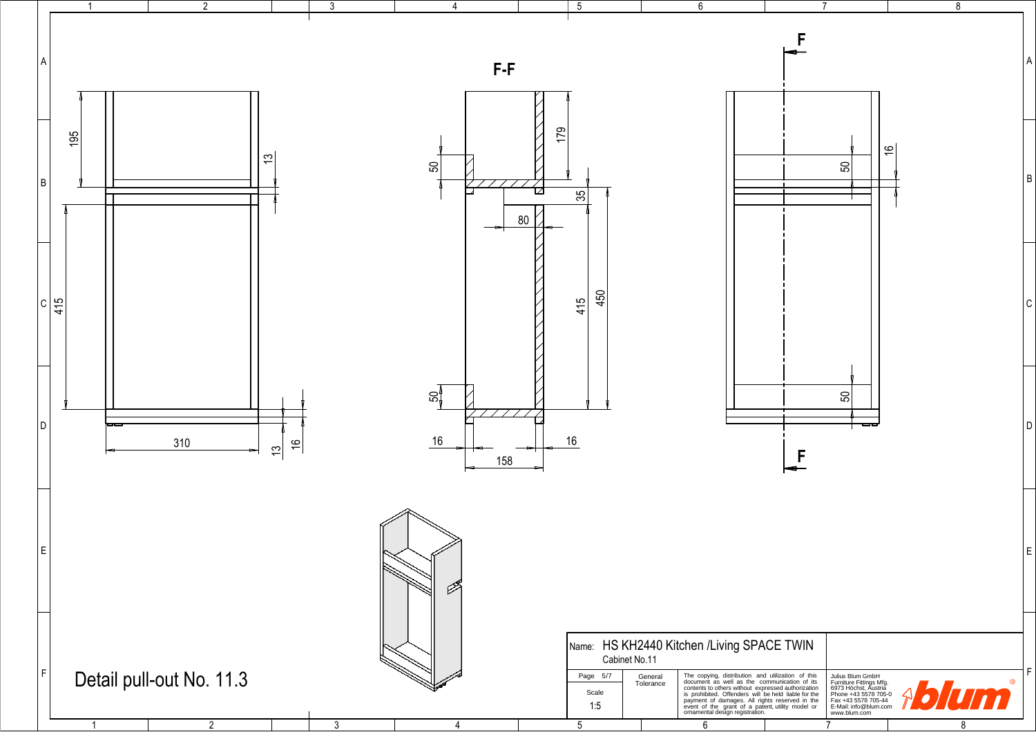# Detail pull-out No. 11.3

F-F

| | |
|---|---|
| Name: | HS KH2440 Kitchen /Living SPACE TWIN |
| | Cabinet No.11 |
| Page | 5/7 |
| Scale | 1:5 |
| General Tolerance | |

The copying, distribution and utilization of this document as well as the communication of its contents to others without expressed authorization is prohibited. Offenders will be held liable for the payment of damages. All rights reserved in the event of the grant of a patent, utility model or ornamental design registration.

Julius Blum GmbH
Furniture Fittings Mfg.
6973 Höchst, Austria
Phone +43 5578 705-0
Fax +43 5578 705-44
E-Mail: info@blum.com
www.blum.com

blum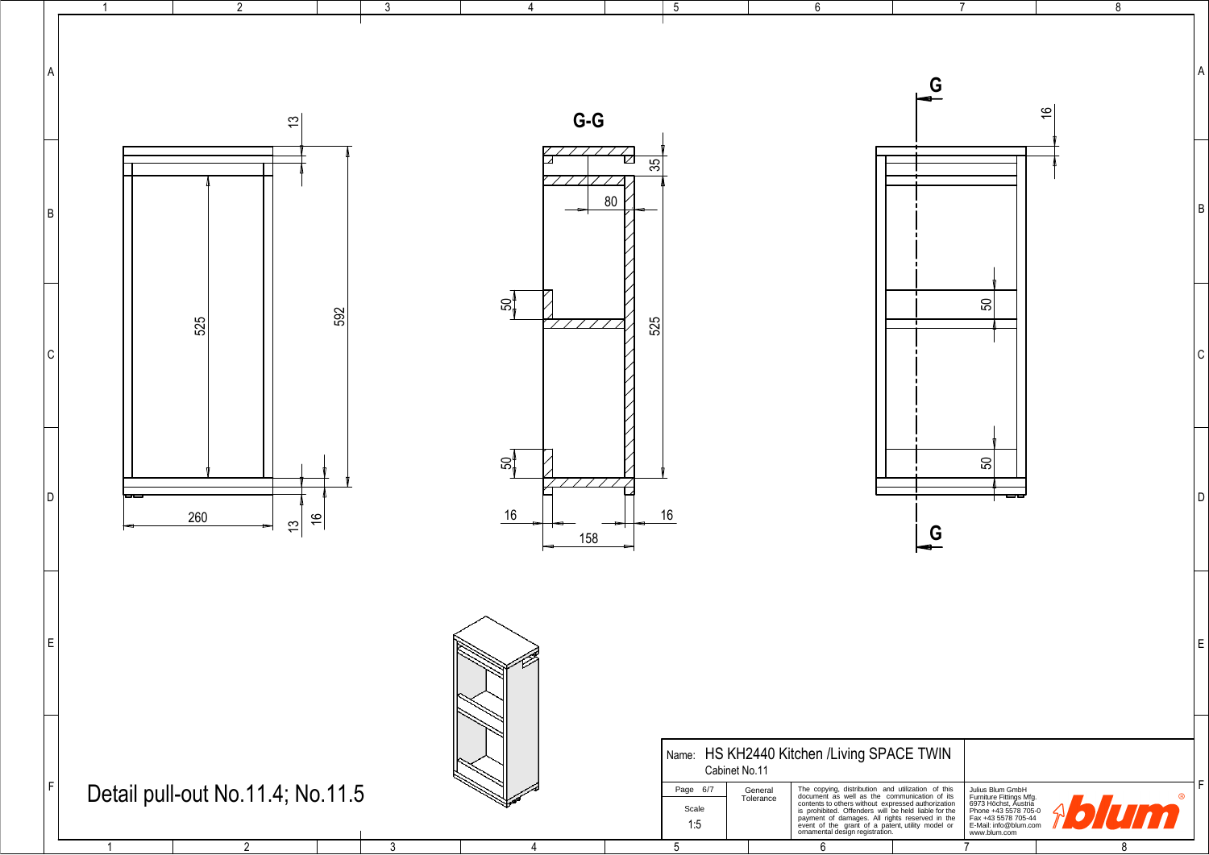G-G

Detail pull-out No.11.4; No.11.5

| | | | |
|---|---|---|---|
| Name: HS KH2440 Kitchen /Living SPACE TWIN<br>Cabinet No.11 | | | |
| Page 6/7<br>Scale<br>1:5 | General Tolerance | The copying, distribution and utilization of this document as well as the communication of its contents to others without expressed authorization is prohibited. Offenders will be held liable for the payment of damages. All rights reserved in the event of the grant of a patent, utility model or ornamental design registration. | Julius Blum GmbH<br>Furniture Fittings Mfg.<br>6973 Höchst, Austria<br>Phone +43 5578 705-0<br>Fax +43 5578 705-44<br>E-Mail: info@blum.com<br>www.blum.com |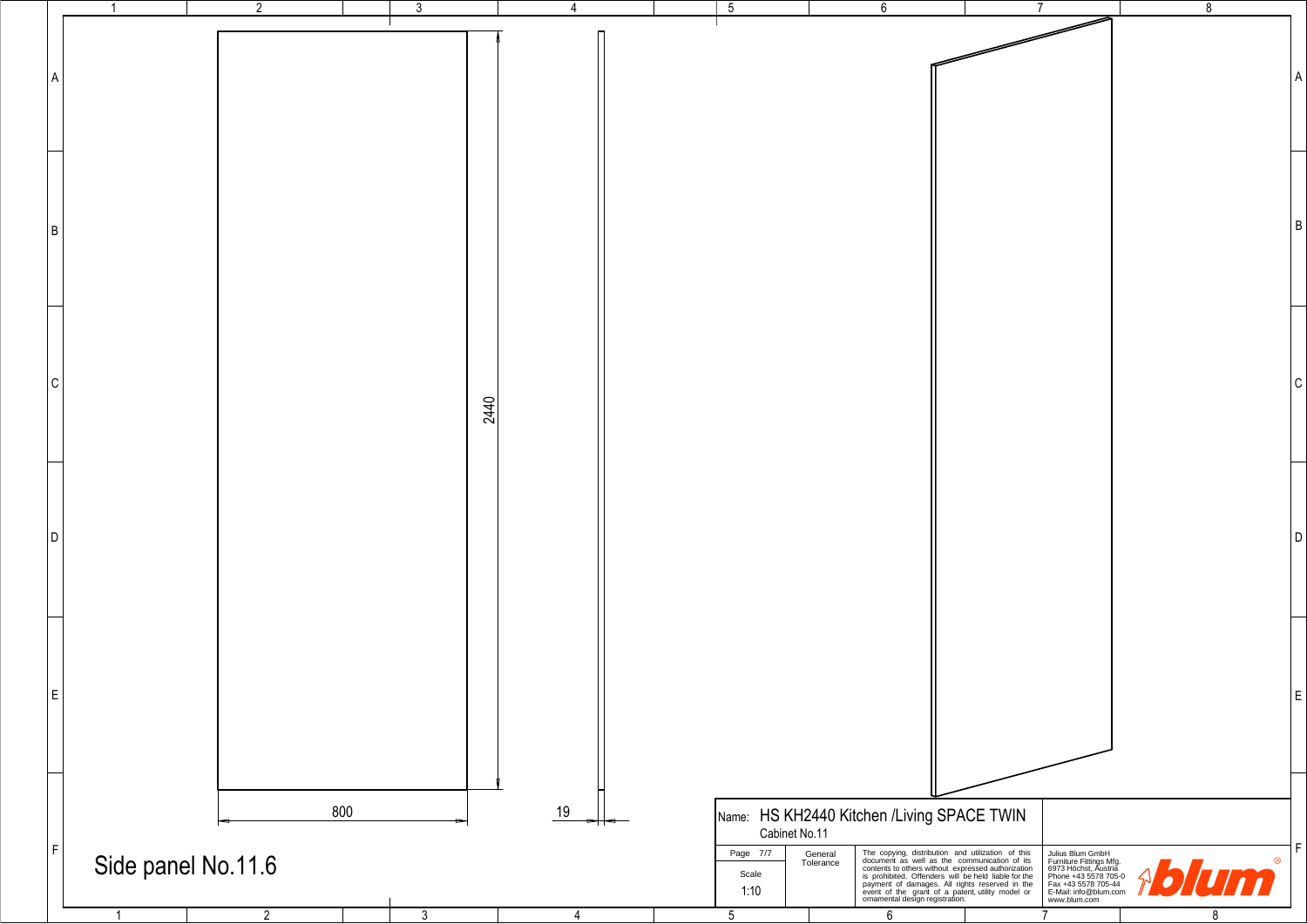# Side panel No.11.6

2440

800

19

| | | | |
|---|---|---|---|
| Name: HS KH2440 Kitchen /Living SPACE TWIN<br>Cabinet No.11 | | | |
| Page 7/7<br>Scale<br>1:10 | General Tolerance | The copying, distribution and utilization of this document as well as the communication of its contents to others without expressed authorization is prohibited. Offenders will be held liable for the payment of damages. All rights reserved in the event of the grant of a patent, utility model or ornamental design registration. | Julius Blum GmbH<br>Furniture Fittings Mfg.<br>6973 Höchst, Austria<br>Phone +43 5578 705-0<br>Fax +43 5578 705-44<br>E-Mail: info@blum.com<br>www.blum.com |

blum®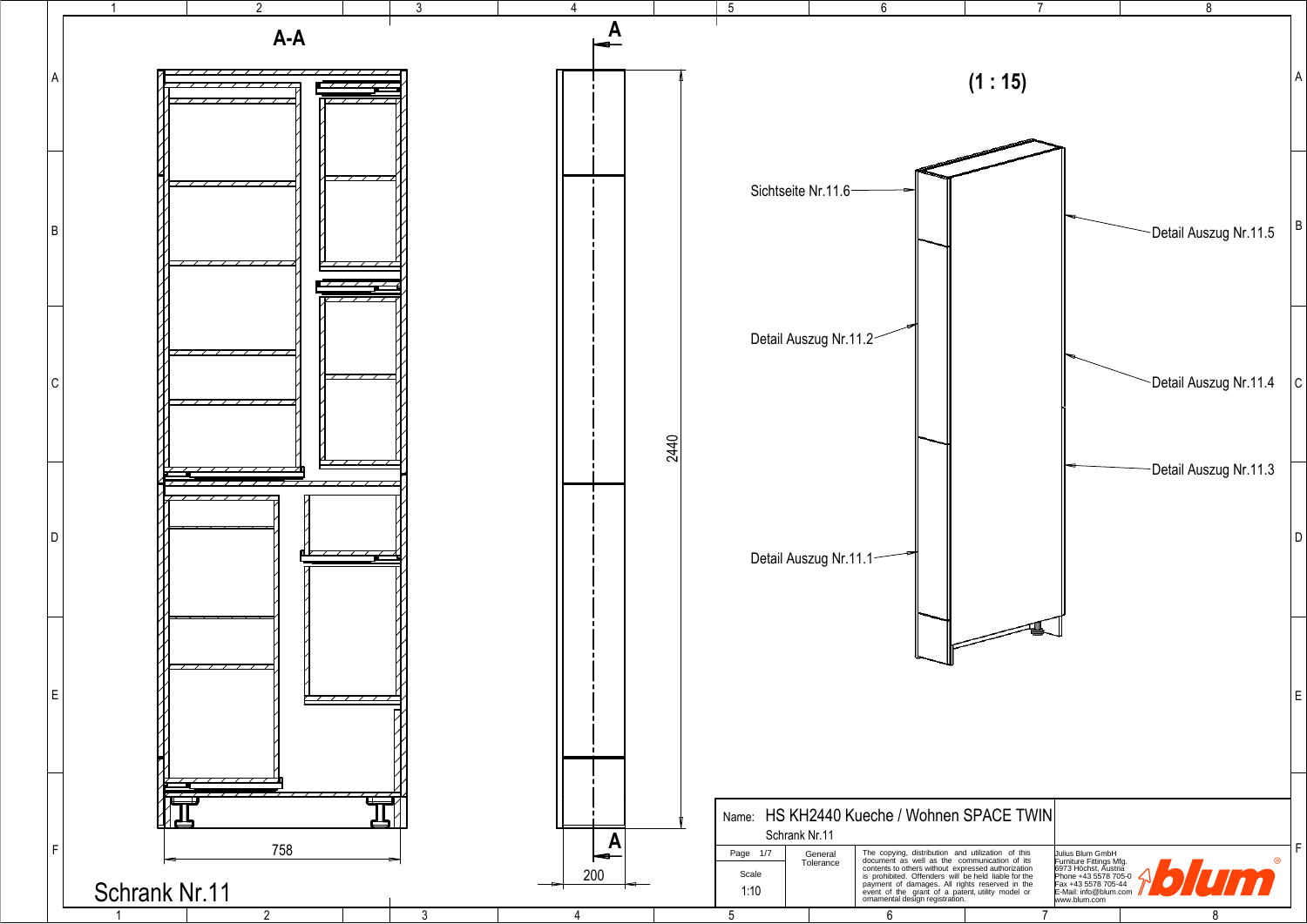## A-A

A

2440

758

200

A

Schrank Nr.11

**(1 : 15)**

Sichtseite Nr.11.6

Detail Auszug Nr.11.5

Detail Auszug Nr.11.2

Detail Auszug Nr.11.4

Detail Auszug Nr.11.3

Detail Auszug Nr.11.1

| Name: HS KH2440 Kueche / Wohnen SPACE TWIN Schrank Nr.11 | | | |
|---|---|---|---|
| Page 1/7 Scale 1:10 | General Tolerance | The copying, distribution and utilization of this document as well as the communication of its contents to others without expressed authorization is prohibited. Offenders will be held liable for the payment of damages. All rights reserved in the event of the grant of a patent, utility model or ornamental design registration. | Julius Blum GmbH Furniture Fittings Mfg. 6973 Höchst, Austria Phone +43 5578 705-0 Fax +43 5578 705-44 E-Mail: info@blum.com www.blum.com |

blum®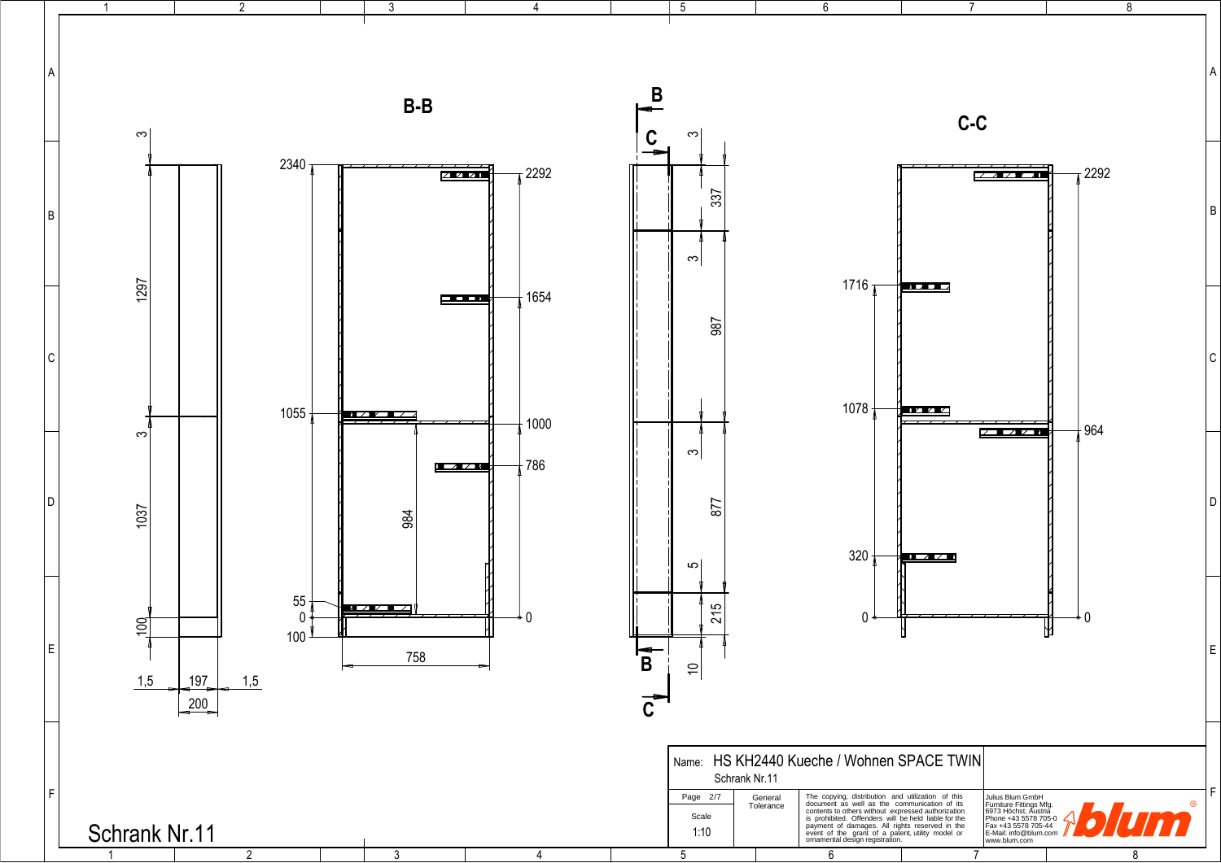# Schrank Nr.11

## B-B

2340 · 2292 · 1654 · 1055 · 1000 · 786 · 984 · 55 · 0 · 100 · 758

## C-C

2292 · 1716 · 1078 · 964 · 320 · 0

3 · 1297 · 3 · 1037 · 100 · 1,5 · 197 · 1,5 · 200

3 · 337 · 3 · 987 · 3 · 877 · 5 · 215 · 10

| Name: | HS KH2440 Kueche / Wohnen SPACE TWIN<br>Schrank Nr.11 | | |
|---|---|---|---|
| Page 2/7<br>Scale<br>1:10 | General Tolerance | The copying, distribution and utilization of this document as well as the communication of its contents to others without expressed authorization is prohibited. Offenders will be held liable for the payment of damages. All rights reserved in the event of the grant of a patent, utility model or ornamental design registration. | Julius Blum GmbH<br>Furniture Fittings Mfg.<br>6973 Höchst, Austria<br>Phone +43 5578 705-0<br>Fax +43 5578 705-44<br>E-Mail: info@blum.com<br>www.blum.com |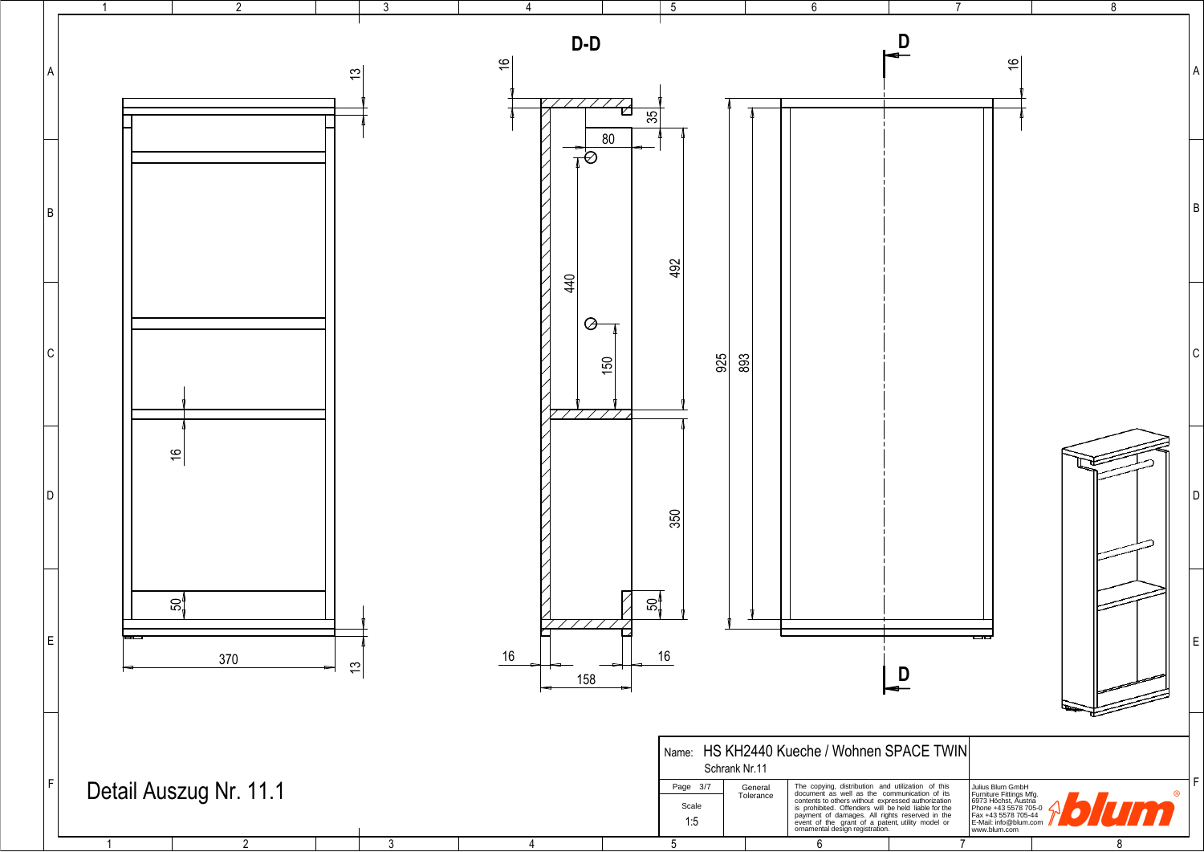**D-D**

**D**

**D**

Detail Auszug Nr. 11.1

Name: HS KH2440 Kueche / Wohnen SPACE TWIN

Schrank Nr.11

| Page 3/7 | General Tolerance | The copying, distribution and utilization of this document as well as the communication of its contents to others without expressed authorization is prohibited. Offenders will be held liable for the payment of damages. All rights reserved in the event of the grant of a patent, utility model or ornamental design registration. | Julius Blum GmbH Furniture Fittings Mfg. 6973 Höchst, Austria Phone +43 5578 705-0 Fax +43 5578 705-44 E-Mail: info@blum.com www.blum.com |
|---|---|---|---|
| Scale 1:5 | | | |

blum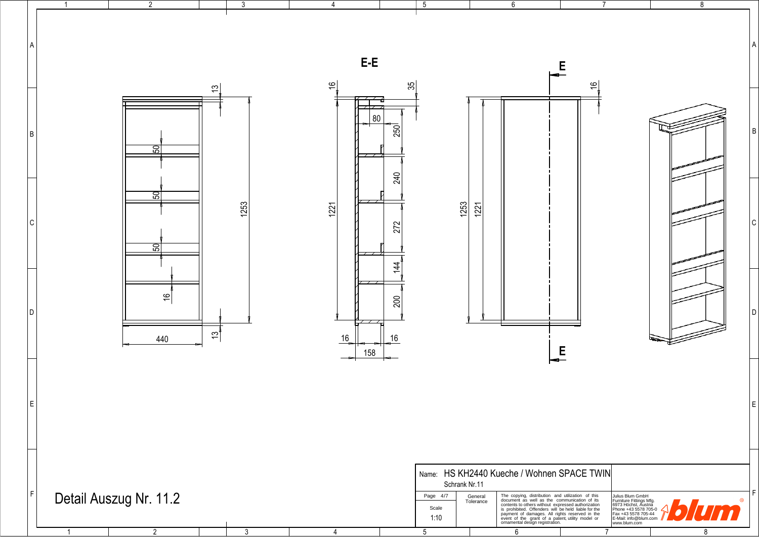E-E

E

E

Detail Auszug Nr. 11.2

| Name: | HS KH2440 Kueche / Wohnen SPACE TWIN |
| --- | --- |
| | Schrank Nr.11 |
| Page 4/7 | General Tolerance |
| Scale 1:10 | |

The copying, distribution and utilization of this document as well as the communication of its contents to others without expressed authorization is prohibited. Offenders will be held liable for the payment of damages. All rights reserved in the event of the grant of a patent, utility model or ornamental design registration.

Julius Blum GmbH
Furniture Fittings Mfg.
6973 Höchst, Austria
Phone +43 5578 705-0
Fax +43 5578 705-44
E-Mail: info@blum.com
www.blum.com

blum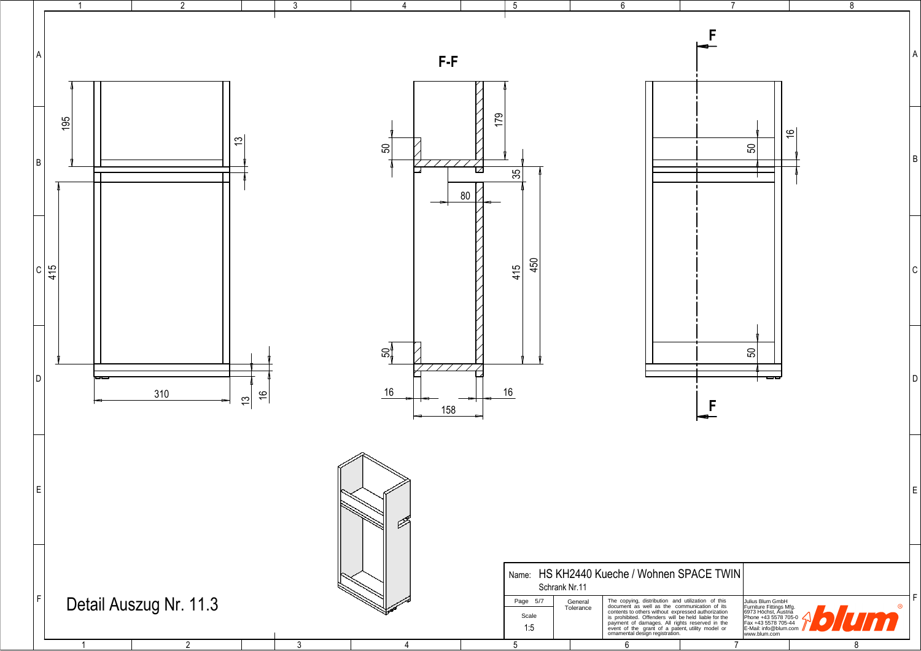# Detail Auszug Nr. 11.3

F-F

| Name: | HS KH2440 Kueche / Wohnen SPACE TWIN |  |
|---|---|---|
|  | Schrank Nr.11 |  |
| Page 5/7 | General Tolerance | The copying, distribution and utilization of this document as well as the communication of its contents to others without expressed authorization is prohibited. Offenders will be held liable for the payment of damages. All rights reserved in the event of the grant of a patent, utility model or ornamental design registration. |
| Scale 1:5 |  | Julius Blum GmbH Furniture Fittings Mfg. 6973 Höchst, Austria Phone +43 5578 705-0 Fax +43 5578 705-44 E-Mail: info@blum.com www.blum.com |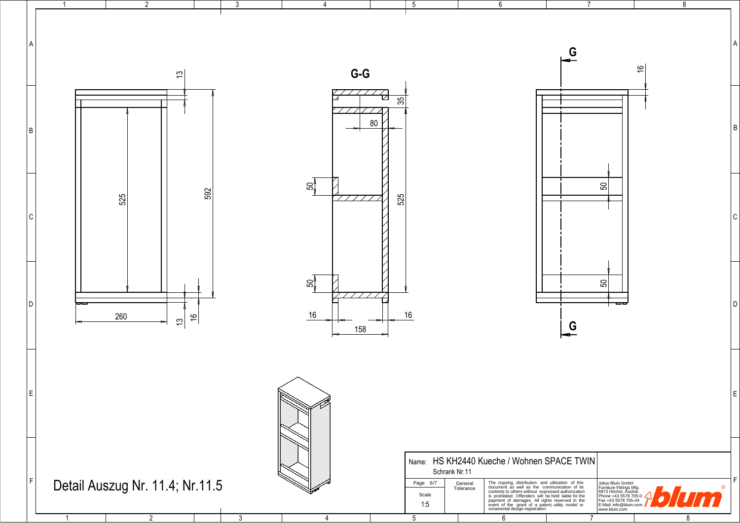## G-G

G

G

Detail Auszug Nr. 11.4; Nr.11.5

| Name: | HS KH2440 Kueche / Wohnen SPACE TWIN<br>Schrank Nr.11 | | |
|---|---|---|---|
| Page 6/7<br>Scale<br>1:5 | General Tolerance | The copying, distribution and utilization of this document as well as the communication of its contents to others without expressed authorization is prohibited. Offenders will be held liable for the payment of damages. All rights reserved in the event of the grant of a patent, utility model or ornamental design registration. | Julius Blum GmbH<br>Furniture Fittings Mfg.<br>6973 Höchst, Austria<br>Phone +43 5578 705-0<br>Fax +43 5578 705-44<br>E-Mail: info@blum.com<br>www.blum.com |

blum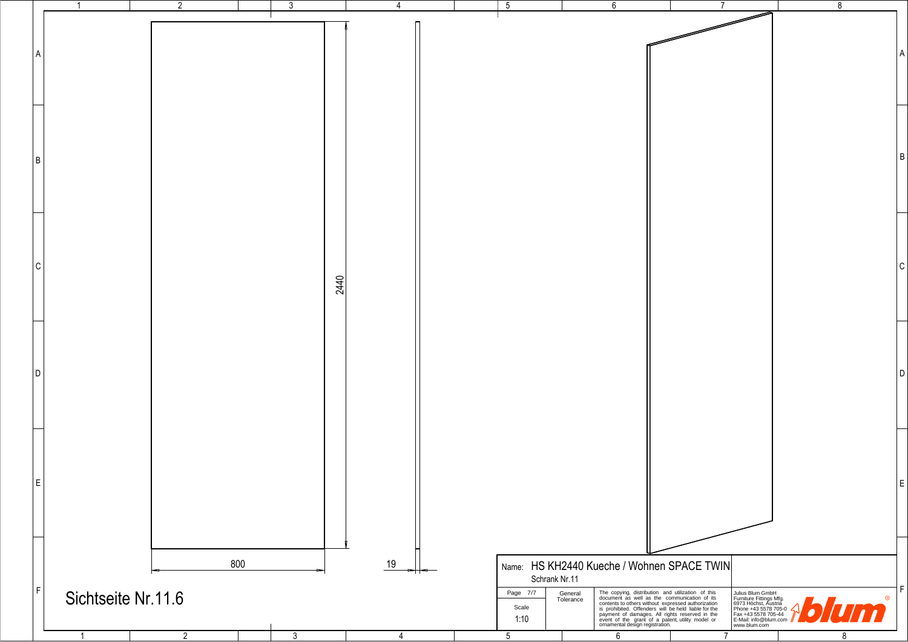2440

800

19

Sichtseite Nr.11.6

Name: HS KH2440 Kueche / Wohnen SPACE TWIN

Schrank Nr.11

Page 7/7

Scale

1:10

General Tolerance

The copying, distribution and utilization of this document as well as the communication of its contents to others without expressed authorization is prohibited. Offenders will be held liable for the payment of damages. All rights reserved in the event of the grant of a patent, utility model or ornamental design registration.

Julius Blum GmbH
Furniture Fittings Mfg.
6973 Höchst, Austria
Phone +43 5578 705-0
Fax +43 5578 705-44
E-Mail: info@blum.com
www.blum.com

blum®